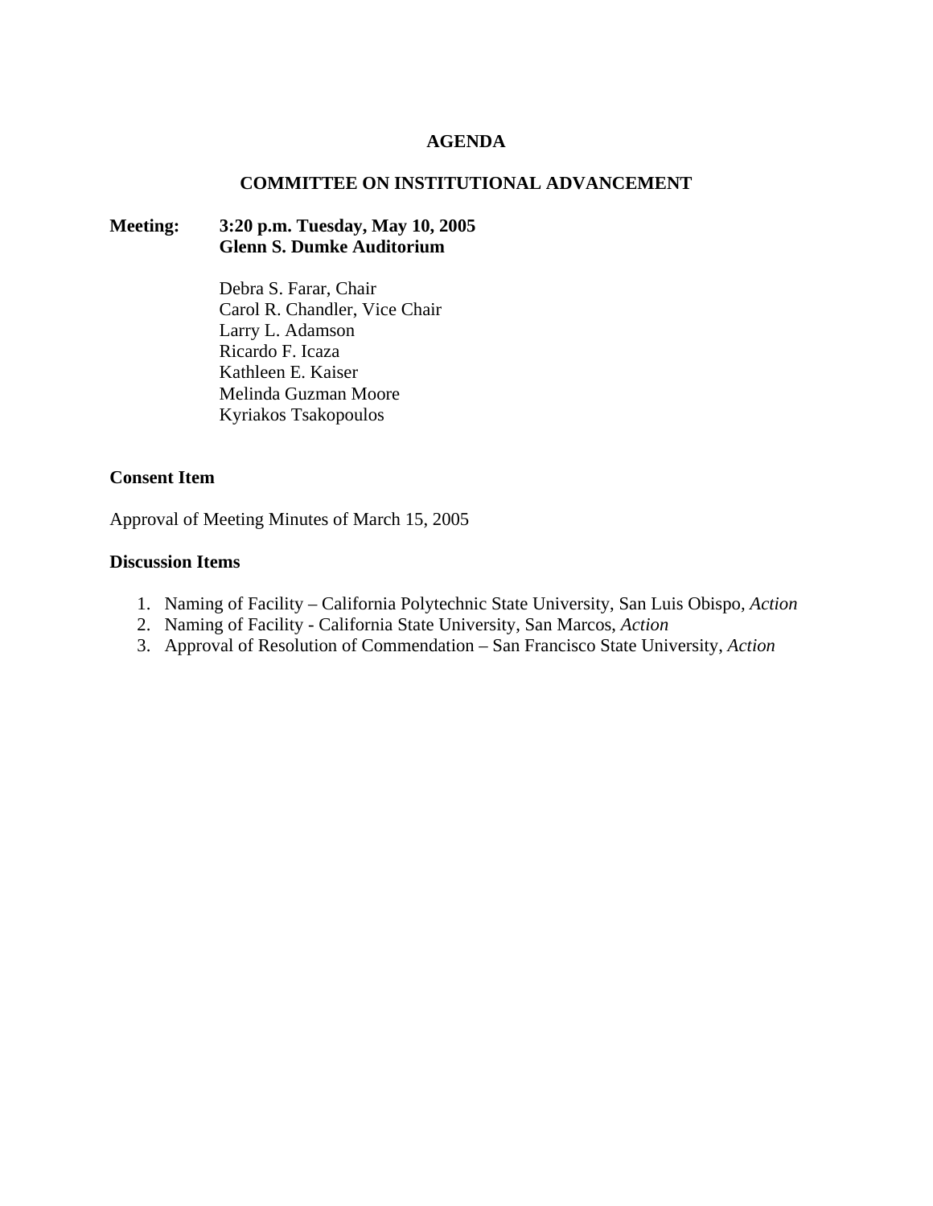# AGENDA

## COMMITTEE ON INSTITUTIONAL ADVANCEMENT

**Meeting: 3:20 p.m. Tuesday, May 10, 2005**
**Glenn S. Dumke Auditorium**

Debra S. Farar, Chair
Carol R. Chandler, Vice Chair
Larry L. Adamson
Ricardo F. Icaza
Kathleen E. Kaiser
Melinda Guzman Moore
Kyriakos Tsakopoulos

**Consent Item**

Approval of Meeting Minutes of March 15, 2005

**Discussion Items**

1. Naming of Facility – California Polytechnic State University, San Luis Obispo, *Action*
2. Naming of Facility - California State University, San Marcos, *Action*
3. Approval of Resolution of Commendation – San Francisco State University, *Action*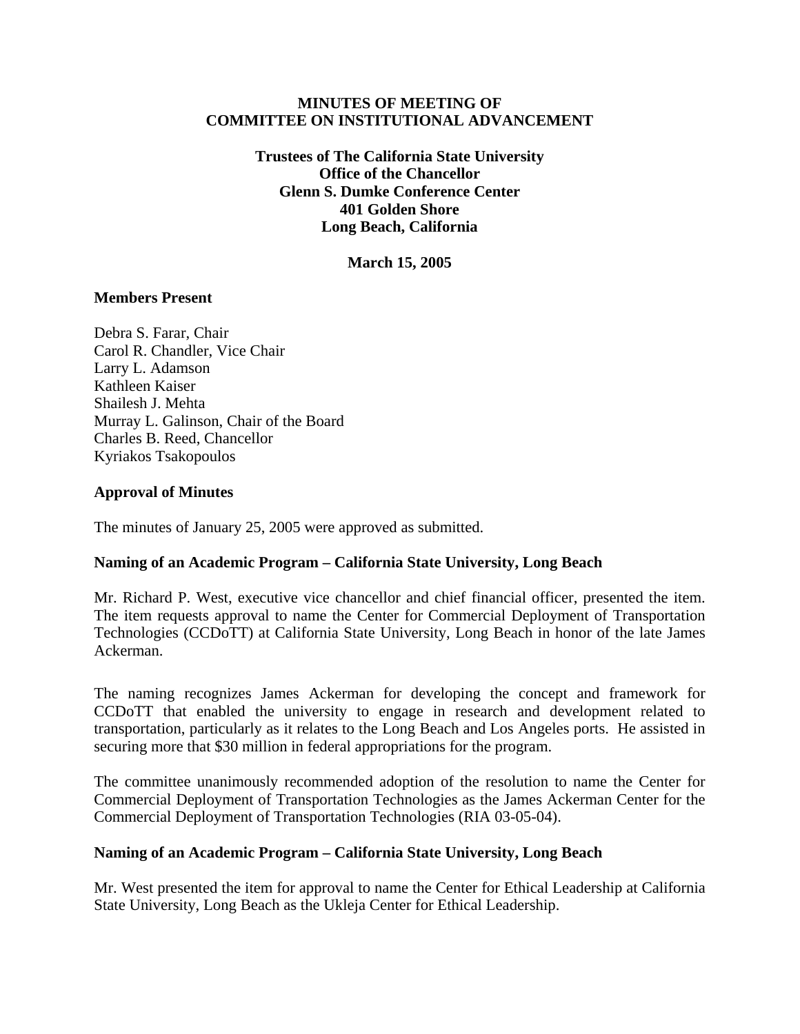**MINUTES OF MEETING OF**
**COMMITTEE ON INSTITUTIONAL ADVANCEMENT**

**Trustees of The California State University**
**Office of the Chancellor**
**Glenn S. Dumke Conference Center**
**401 Golden Shore**
**Long Beach, California**

**March 15, 2005**

**Members Present**

Debra S. Farar, Chair
Carol R. Chandler, Vice Chair
Larry L. Adamson
Kathleen Kaiser
Shailesh J. Mehta
Murray L. Galinson, Chair of the Board
Charles B. Reed, Chancellor
Kyriakos Tsakopoulos

**Approval of Minutes**

The minutes of January 25, 2005 were approved as submitted.

**Naming of an Academic Program – California State University, Long Beach**

Mr. Richard P. West, executive vice chancellor and chief financial officer, presented the item. The item requests approval to name the Center for Commercial Deployment of Transportation Technologies (CCDoTT) at California State University, Long Beach in honor of the late James Ackerman.

The naming recognizes James Ackerman for developing the concept and framework for CCDoTT that enabled the university to engage in research and development related to transportation, particularly as it relates to the Long Beach and Los Angeles ports. He assisted in securing more that $30 million in federal appropriations for the program.

The committee unanimously recommended adoption of the resolution to name the Center for Commercial Deployment of Transportation Technologies as the James Ackerman Center for the Commercial Deployment of Transportation Technologies (RIA 03-05-04).

**Naming of an Academic Program – California State University, Long Beach**

Mr. West presented the item for approval to name the Center for Ethical Leadership at California State University, Long Beach as the Ukleja Center for Ethical Leadership.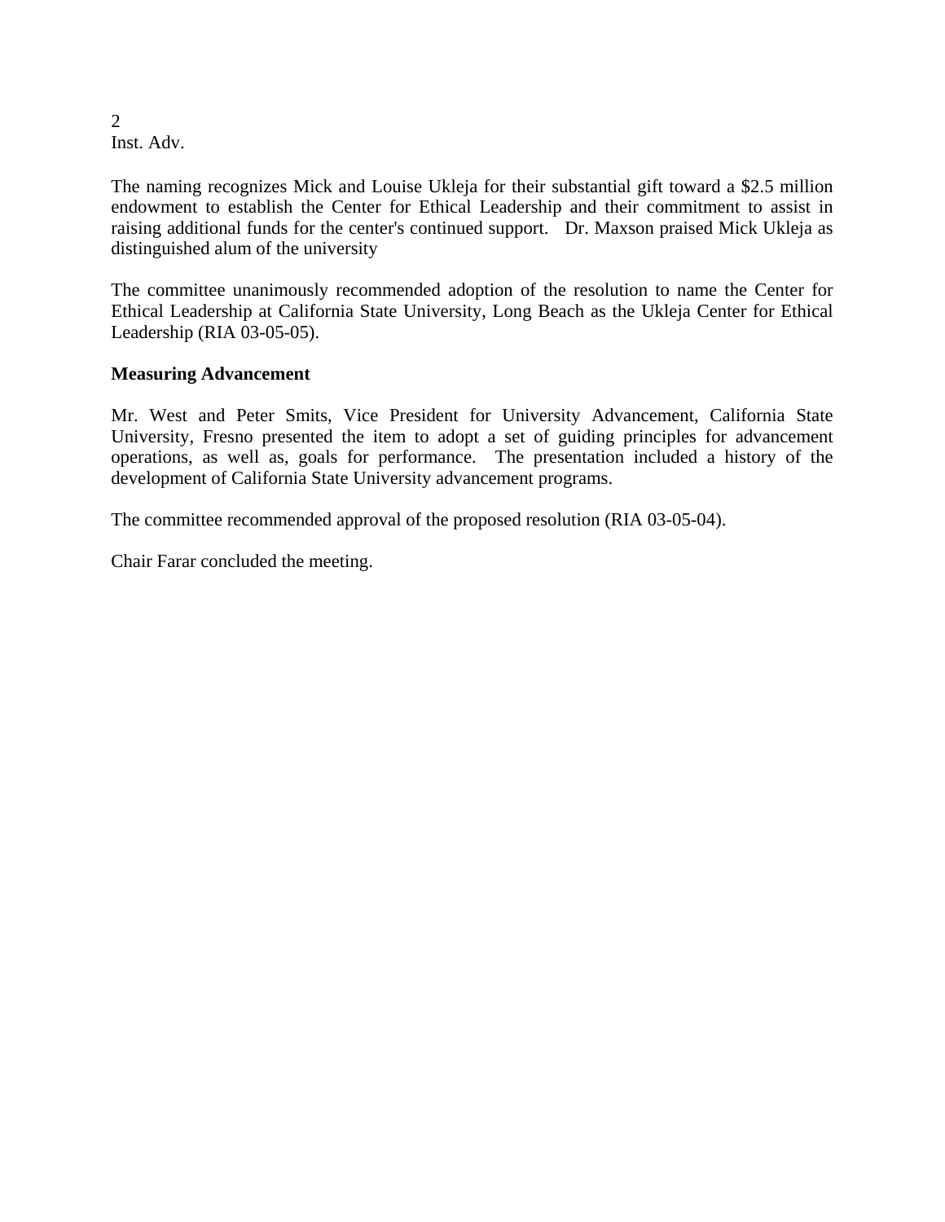The naming recognizes Mick and Louise Ukleja for their substantial gift toward a $2.5 million endowment to establish the Center for Ethical Leadership and their commitment to assist in raising additional funds for the center's continued support. Dr. Maxson praised Mick Ukleja as distinguished alum of the university

The committee unanimously recommended adoption of the resolution to name the Center for Ethical Leadership at California State University, Long Beach as the Ukleja Center for Ethical Leadership (RIA 03-05-05).

**Measuring Advancement**

Mr. West and Peter Smits, Vice President for University Advancement, California State University, Fresno presented the item to adopt a set of guiding principles for advancement operations, as well as, goals for performance. The presentation included a history of the development of California State University advancement programs.

The committee recommended approval of the proposed resolution (RIA 03-05-04).

Chair Farar concluded the meeting.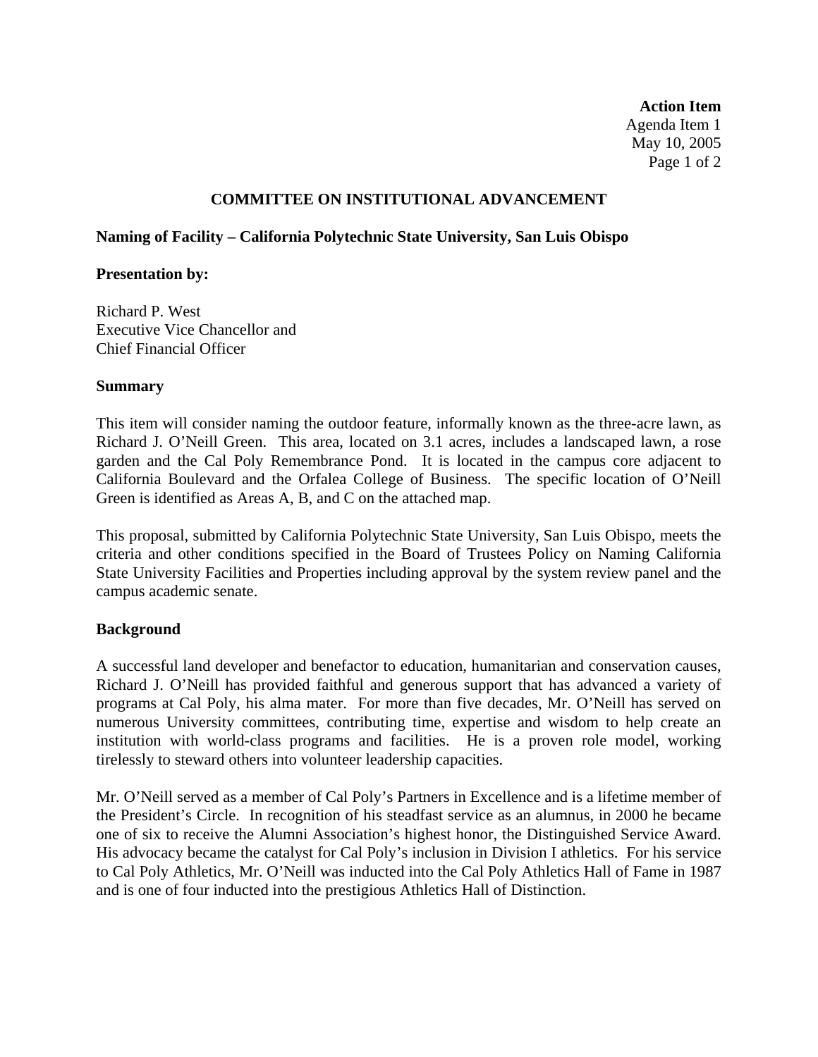**Action Item**
Agenda Item 1
May 10, 2005

## COMMITTEE ON INSTITUTIONAL ADVANCEMENT

**Naming of Facility – California Polytechnic State University, San Luis Obispo**

**Presentation by:**

Richard P. West
Executive Vice Chancellor and
Chief Financial Officer

**Summary**

This item will consider naming the outdoor feature, informally known as the three-acre lawn, as Richard J. O'Neill Green. This area, located on 3.1 acres, includes a landscaped lawn, a rose garden and the Cal Poly Remembrance Pond. It is located in the campus core adjacent to California Boulevard and the Orfalea College of Business. The specific location of O'Neill Green is identified as Areas A, B, and C on the attached map.

This proposal, submitted by California Polytechnic State University, San Luis Obispo, meets the criteria and other conditions specified in the Board of Trustees Policy on Naming California State University Facilities and Properties including approval by the system review panel and the campus academic senate.

**Background**

A successful land developer and benefactor to education, humanitarian and conservation causes, Richard J. O'Neill has provided faithful and generous support that has advanced a variety of programs at Cal Poly, his alma mater. For more than five decades, Mr. O'Neill has served on numerous University committees, contributing time, expertise and wisdom to help create an institution with world-class programs and facilities. He is a proven role model, working tirelessly to steward others into volunteer leadership capacities.

Mr. O'Neill served as a member of Cal Poly's Partners in Excellence and is a lifetime member of the President's Circle. In recognition of his steadfast service as an alumnus, in 2000 he became one of six to receive the Alumni Association's highest honor, the Distinguished Service Award. His advocacy became the catalyst for Cal Poly's inclusion in Division I athletics. For his service to Cal Poly Athletics, Mr. O'Neill was inducted into the Cal Poly Athletics Hall of Fame in 1987 and is one of four inducted into the prestigious Athletics Hall of Distinction.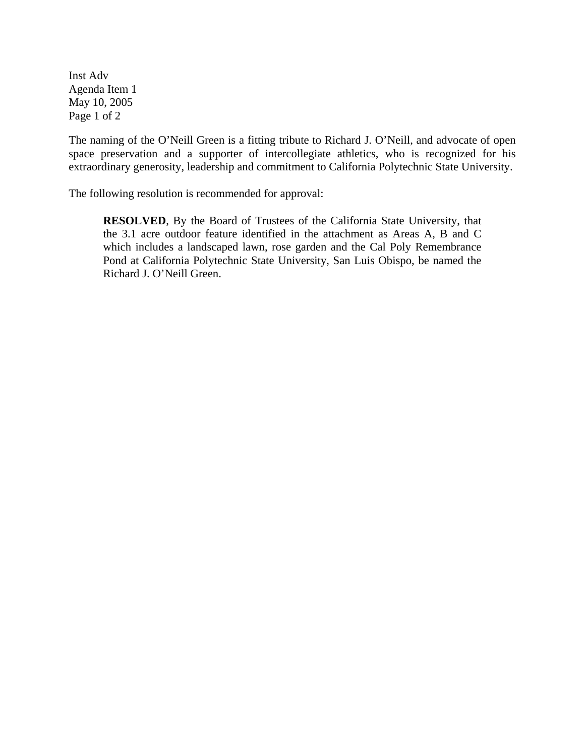Inst Adv
Agenda Item 1
May 10, 2005

The naming of the O'Neill Green is a fitting tribute to Richard J. O'Neill, and advocate of open space preservation and a supporter of intercollegiate athletics, who is recognized for his extraordinary generosity, leadership and commitment to California Polytechnic State University.

The following resolution is recommended for approval:

> **RESOLVED**, By the Board of Trustees of the California State University, that the 3.1 acre outdoor feature identified in the attachment as Areas A, B and C which includes a landscaped lawn, rose garden and the Cal Poly Remembrance Pond at California Polytechnic State University, San Luis Obispo, be named the Richard J. O'Neill Green.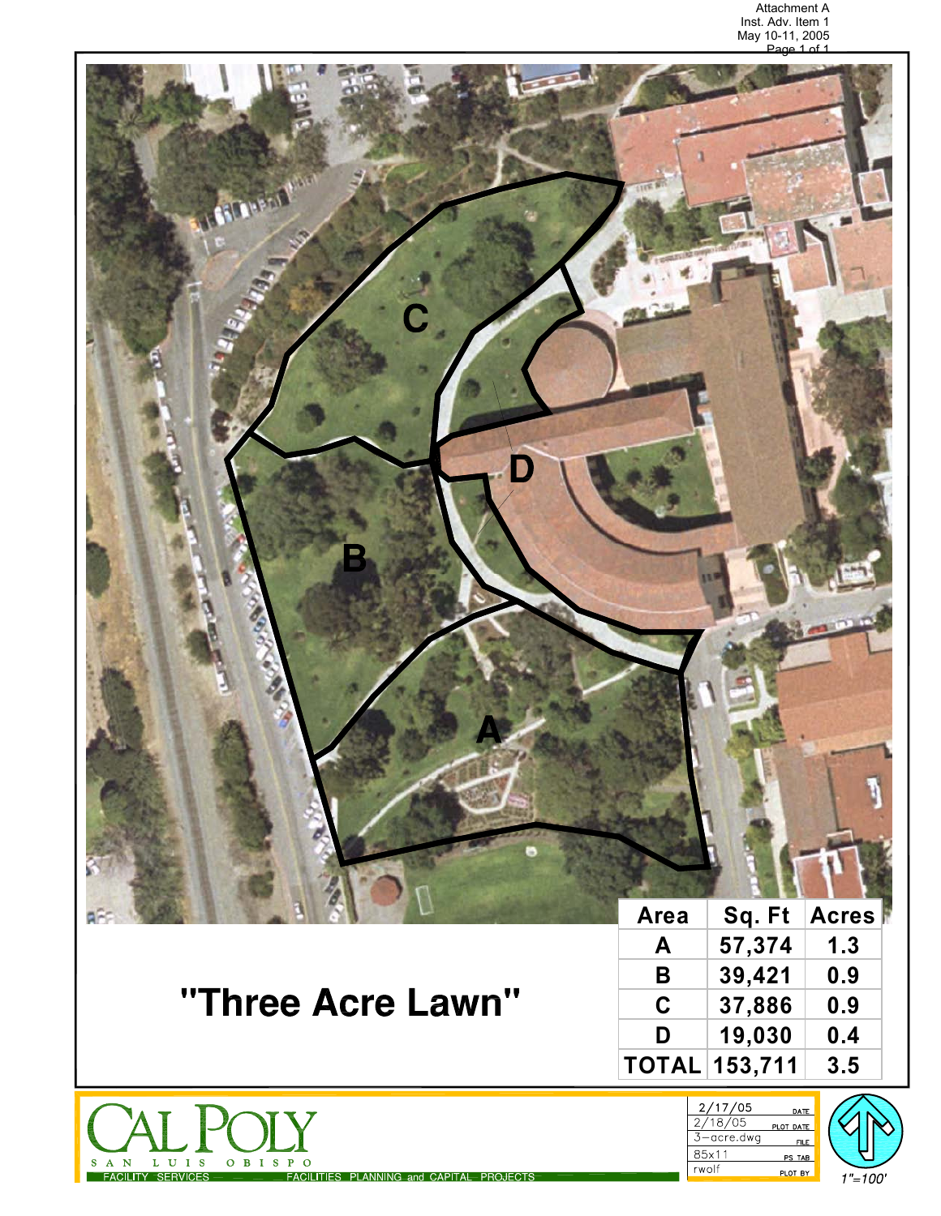Attachment A
Inst. Adv. Item 1
May 10-11, 2005

# "Three Acre Lawn"

| Area | Sq. Ft | Acres |
|---|---|---|
| A | 57,374 | 1.3 |
| B | 39,421 | 0.9 |
| C | 37,886 | 0.9 |
| D | 19,030 | 0.4 |
| TOTAL | 153,711 | 3.5 |

CAL POLY
SAN LUIS OBISPO
FACILITY SERVICES — FACILITIES PLANNING and CAPITAL PROJECTS

| | |
|---|---|
| 2/17/05 | DATE |
| 2/18/05 | PLOT DATE |
| 3-acre.dwg | FILE |
| 85x11 | PS TAB |
| rwolf | PLOT BY |

1"=100'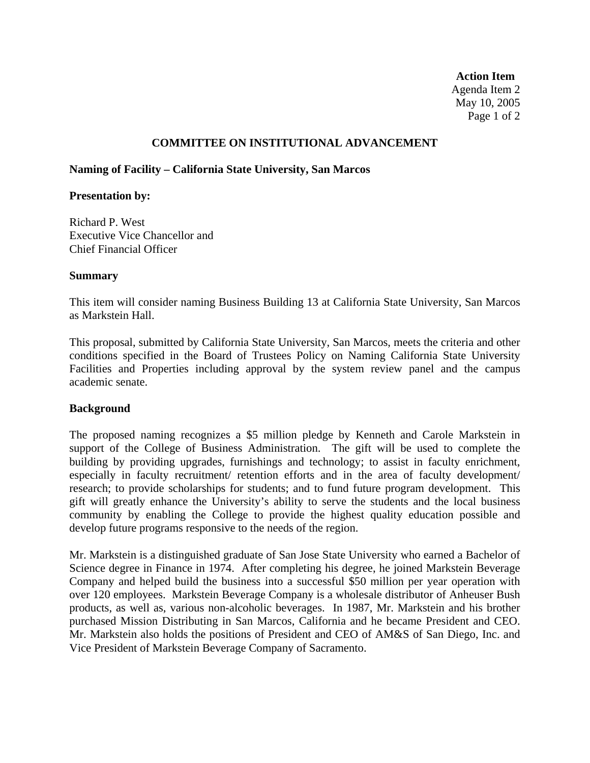**Action Item**
Agenda Item 2
May 10, 2005

## COMMITTEE ON INSTITUTIONAL ADVANCEMENT

### Naming of Facility – California State University, San Marcos

**Presentation by:**

Richard P. West
Executive Vice Chancellor and
Chief Financial Officer

**Summary**

This item will consider naming Business Building 13 at California State University, San Marcos as Markstein Hall.

This proposal, submitted by California State University, San Marcos, meets the criteria and other conditions specified in the Board of Trustees Policy on Naming California State University Facilities and Properties including approval by the system review panel and the campus academic senate.

**Background**

The proposed naming recognizes a $5 million pledge by Kenneth and Carole Markstein in support of the College of Business Administration. The gift will be used to complete the building by providing upgrades, furnishings and technology; to assist in faculty enrichment, especially in faculty recruitment/ retention efforts and in the area of faculty development/ research; to provide scholarships for students; and to fund future program development. This gift will greatly enhance the University's ability to serve the students and the local business community by enabling the College to provide the highest quality education possible and develop future programs responsive to the needs of the region.

Mr. Markstein is a distinguished graduate of San Jose State University who earned a Bachelor of Science degree in Finance in 1974. After completing his degree, he joined Markstein Beverage Company and helped build the business into a successful $50 million per year operation with over 120 employees. Markstein Beverage Company is a wholesale distributor of Anheuser Bush products, as well as, various non-alcoholic beverages. In 1987, Mr. Markstein and his brother purchased Mission Distributing in San Marcos, California and he became President and CEO. Mr. Markstein also holds the positions of President and CEO of AM&S of San Diego, Inc. and Vice President of Markstein Beverage Company of Sacramento.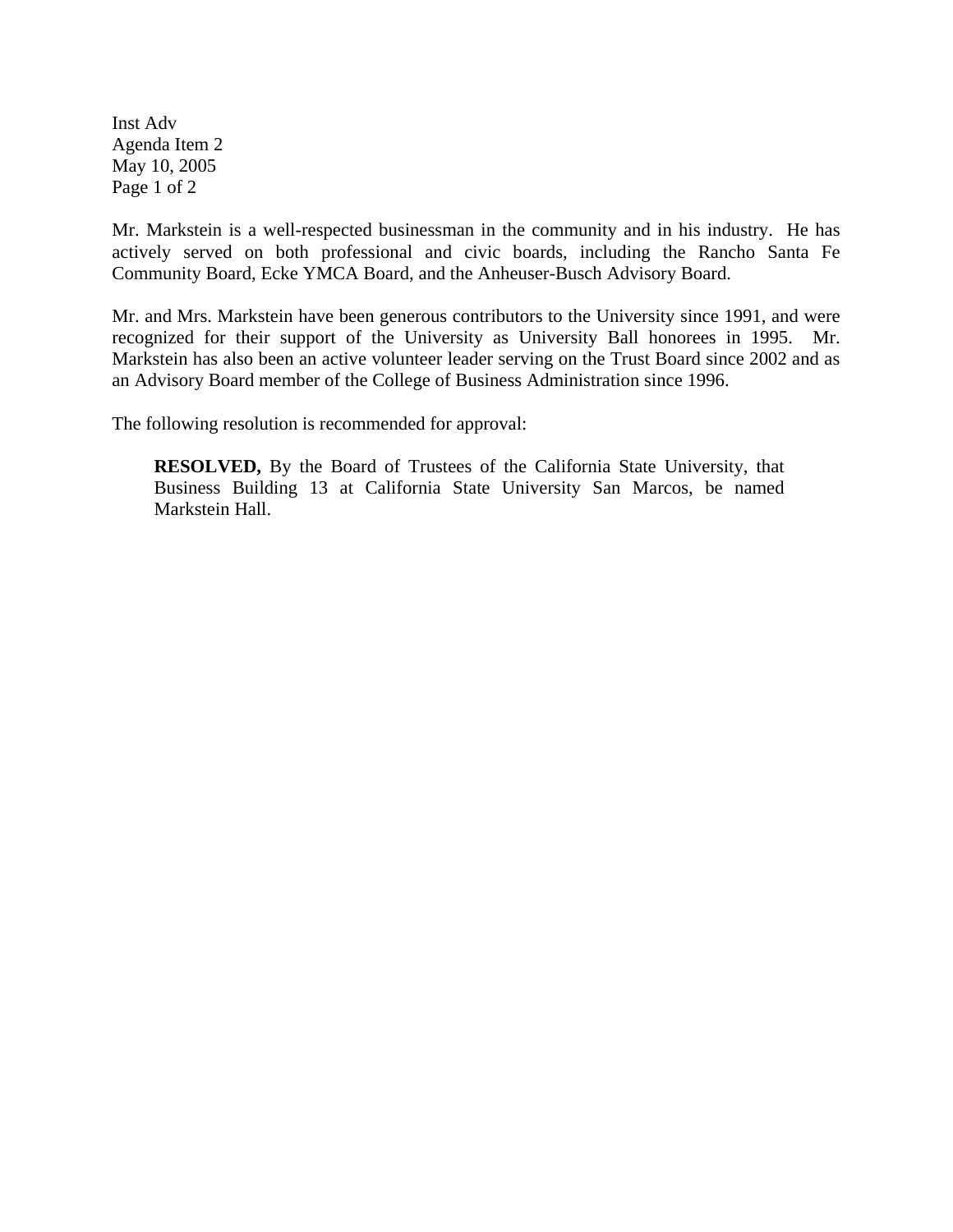Mr. Markstein is a well-respected businessman in the community and in his industry. He has actively served on both professional and civic boards, including the Rancho Santa Fe Community Board, Ecke YMCA Board, and the Anheuser-Busch Advisory Board.

Mr. and Mrs. Markstein have been generous contributors to the University since 1991, and were recognized for their support of the University as University Ball honorees in 1995. Mr. Markstein has also been an active volunteer leader serving on the Trust Board since 2002 and as an Advisory Board member of the College of Business Administration since 1996.

The following resolution is recommended for approval:

> **RESOLVED,** By the Board of Trustees of the California State University, that Business Building 13 at California State University San Marcos, be named Markstein Hall.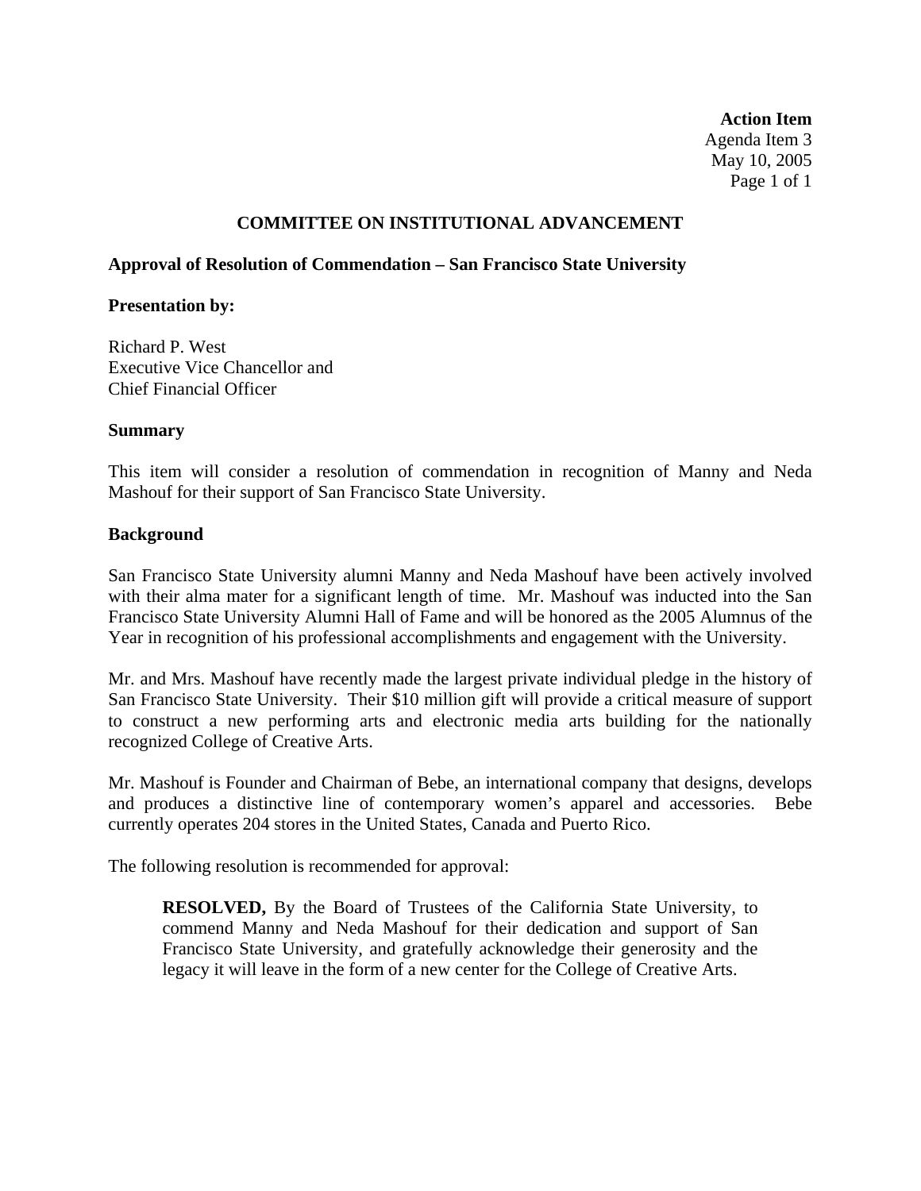**Action Item**
Agenda Item 3
May 10, 2005

## COMMITTEE ON INSTITUTIONAL ADVANCEMENT

### Approval of Resolution of Commendation – San Francisco State University

**Presentation by:**

Richard P. West
Executive Vice Chancellor and
Chief Financial Officer

**Summary**

This item will consider a resolution of commendation in recognition of Manny and Neda Mashouf for their support of San Francisco State University.

**Background**

San Francisco State University alumni Manny and Neda Mashouf have been actively involved with their alma mater for a significant length of time. Mr. Mashouf was inducted into the San Francisco State University Alumni Hall of Fame and will be honored as the 2005 Alumnus of the Year in recognition of his professional accomplishments and engagement with the University.

Mr. and Mrs. Mashouf have recently made the largest private individual pledge in the history of San Francisco State University. Their $10 million gift will provide a critical measure of support to construct a new performing arts and electronic media arts building for the nationally recognized College of Creative Arts.

Mr. Mashouf is Founder and Chairman of Bebe, an international company that designs, develops and produces a distinctive line of contemporary women's apparel and accessories. Bebe currently operates 204 stores in the United States, Canada and Puerto Rico.

The following resolution is recommended for approval:

> **RESOLVED,** By the Board of Trustees of the California State University, to commend Manny and Neda Mashouf for their dedication and support of San Francisco State University, and gratefully acknowledge their generosity and the legacy it will leave in the form of a new center for the College of Creative Arts.